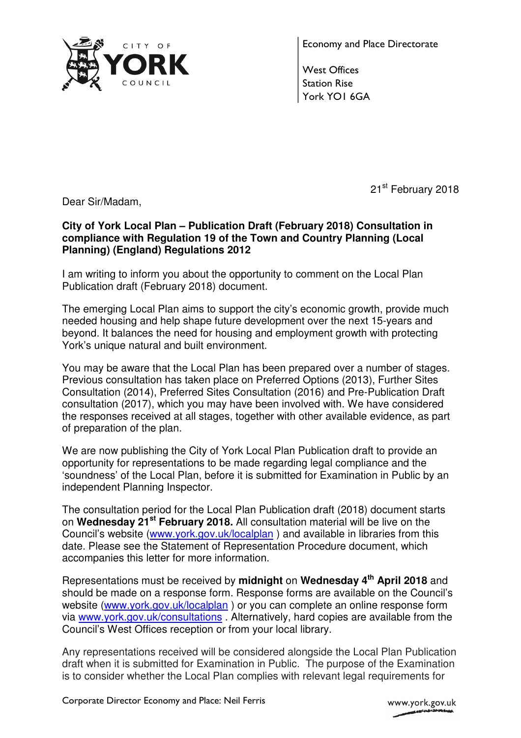CITY OF YORK COUNCIL

Economy and Place Directorate

West Offices
Station Rise
York YO1 6GA

21st February 2018

Dear Sir/Madam,

**City of York Local Plan – Publication Draft (February 2018) Consultation in compliance with Regulation 19 of the Town and Country Planning (Local Planning) (England) Regulations 2012**

I am writing to inform you about the opportunity to comment on the Local Plan Publication draft (February 2018) document.

The emerging Local Plan aims to support the city's economic growth, provide much needed housing and help shape future development over the next 15-years and beyond. It balances the need for housing and employment growth with protecting York's unique natural and built environment.

You may be aware that the Local Plan has been prepared over a number of stages. Previous consultation has taken place on Preferred Options (2013), Further Sites Consultation (2014), Preferred Sites Consultation (2016) and Pre-Publication Draft consultation (2017), which you may have been involved with. We have considered the responses received at all stages, together with other available evidence, as part of preparation of the plan.

We are now publishing the City of York Local Plan Publication draft to provide an opportunity for representations to be made regarding legal compliance and the 'soundness' of the Local Plan, before it is submitted for Examination in Public by an independent Planning Inspector.

The consultation period for the Local Plan Publication draft (2018) document starts on **Wednesday 21st February 2018.** All consultation material will be live on the Council's website (www.york.gov.uk/localplan ) and available in libraries from this date. Please see the Statement of Representation Procedure document, which accompanies this letter for more information.

Representations must be received by **midnight** on **Wednesday 4th April 2018** and should be made on a response form. Response forms are available on the Council's website (www.york.gov.uk/localplan ) or you can complete an online response form via www.york.gov.uk/consultations . Alternatively, hard copies are available from the Council's West Offices reception or from your local library.

Any representations received will be considered alongside the Local Plan Publication draft when it is submitted for Examination in Public. The purpose of the Examination is to consider whether the Local Plan complies with relevant legal requirements for

Corporate Director Economy and Place: Neil Ferris

www.york.gov.uk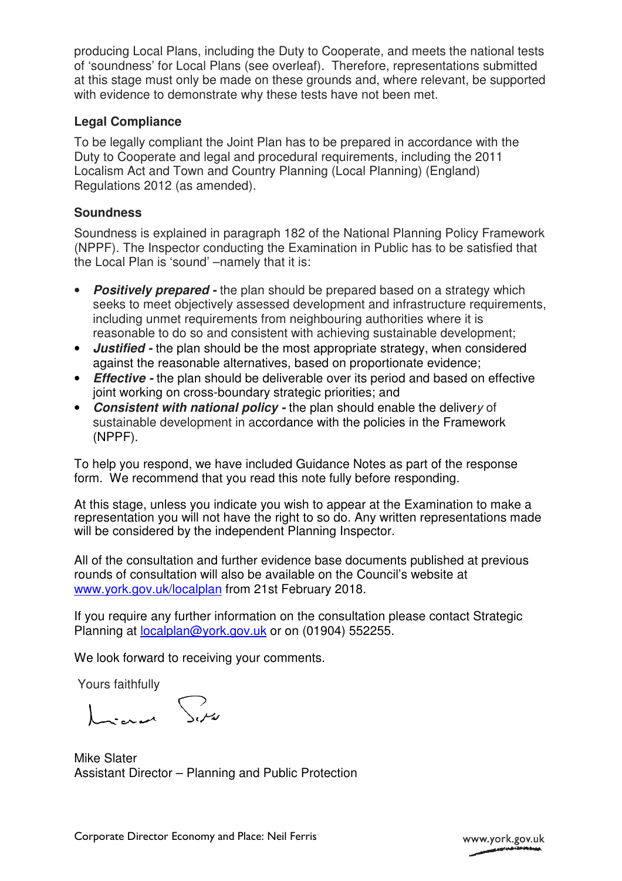producing Local Plans, including the Duty to Cooperate, and meets the national tests of 'soundness' for Local Plans (see overleaf). Therefore, representations submitted at this stage must only be made on these grounds and, where relevant, be supported with evidence to demonstrate why these tests have not been met.

### Legal Compliance

To be legally compliant the Joint Plan has to be prepared in accordance with the Duty to Cooperate and legal and procedural requirements, including the 2011 Localism Act and Town and Country Planning (Local Planning) (England) Regulations 2012 (as amended).

### Soundness

Soundness is explained in paragraph 182 of the National Planning Policy Framework (NPPF). The Inspector conducting the Examination in Public has to be satisfied that the Local Plan is 'sound' –namely that it is:

- ***Positively prepared -*** the plan should be prepared based on a strategy which seeks to meet objectively assessed development and infrastructure requirements, including unmet requirements from neighbouring authorities where it is reasonable to do so and consistent with achieving sustainable development;
- ***Justified -*** the plan should be the most appropriate strategy, when considered against the reasonable alternatives, based on proportionate evidence;
- ***Effective -*** the plan should be deliverable over its period and based on effective joint working on cross-boundary strategic priorities; and
- ***Consistent with national policy -*** the plan should enable the delivery of sustainable development in accordance with the policies in the Framework (NPPF).

To help you respond, we have included Guidance Notes as part of the response form. We recommend that you read this note fully before responding.

At this stage, unless you indicate you wish to appear at the Examination to make a representation you will not have the right to so do. Any written representations made will be considered by the independent Planning Inspector.

All of the consultation and further evidence base documents published at previous rounds of consultation will also be available on the Council's website at www.york.gov.uk/localplan from 21st February 2018.

If you require any further information on the consultation please contact Strategic Planning at localplan@york.gov.uk or on (01904) 552255.

We look forward to receiving your comments.

Yours faithfully

Mike Slater
Assistant Director – Planning and Public Protection

Corporate Director Economy and Place: Neil Ferris